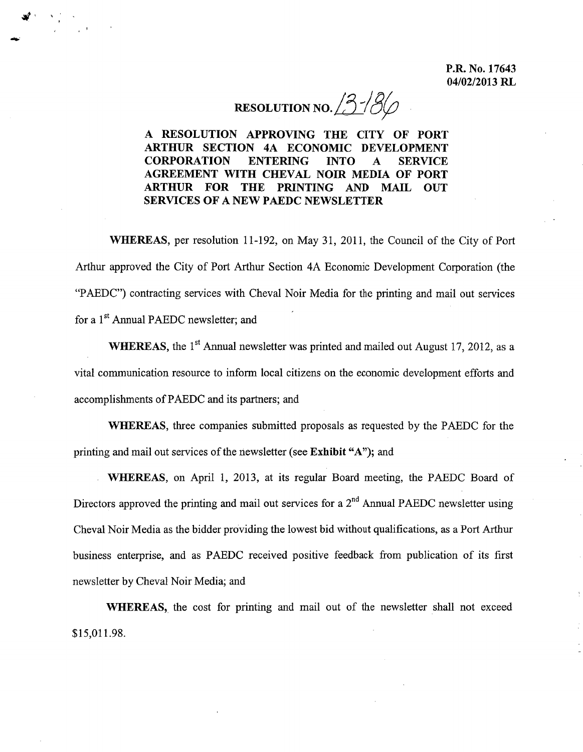**P.R. No. 17643**
**04/02/2013 RL**

# RESOLUTION NO. 13-186

**A RESOLUTION APPROVING THE CITY OF PORT ARTHUR SECTION 4A ECONOMIC DEVELOPMENT CORPORATION ENTERING INTO A SERVICE AGREEMENT WITH CHEVAL NOIR MEDIA OF PORT ARTHUR FOR THE PRINTING AND MAIL OUT SERVICES OF A NEW PAEDC NEWSLETTER**

**WHEREAS**, per resolution 11-192, on May 31, 2011, the Council of the City of Port Arthur approved the City of Port Arthur Section 4A Economic Development Corporation (the "PAEDC") contracting services with Cheval Noir Media for the printing and mail out services for a 1st Annual PAEDC newsletter; and

**WHEREAS**, the 1st Annual newsletter was printed and mailed out August 17, 2012, as a vital communication resource to inform local citizens on the economic development efforts and accomplishments of PAEDC and its partners; and

**WHEREAS**, three companies submitted proposals as requested by the PAEDC for the printing and mail out services of the newsletter (see **Exhibit "A")**; and

**WHEREAS**, on April 1, 2013, at its regular Board meeting, the PAEDC Board of Directors approved the printing and mail out services for a 2nd Annual PAEDC newsletter using Cheval Noir Media as the bidder providing the lowest bid without qualifications, as a Port Arthur business enterprise, and as PAEDC received positive feedback from publication of its first newsletter by Cheval Noir Media; and

**WHEREAS,** the cost for printing and mail out of the newsletter shall not exceed $15,011.98.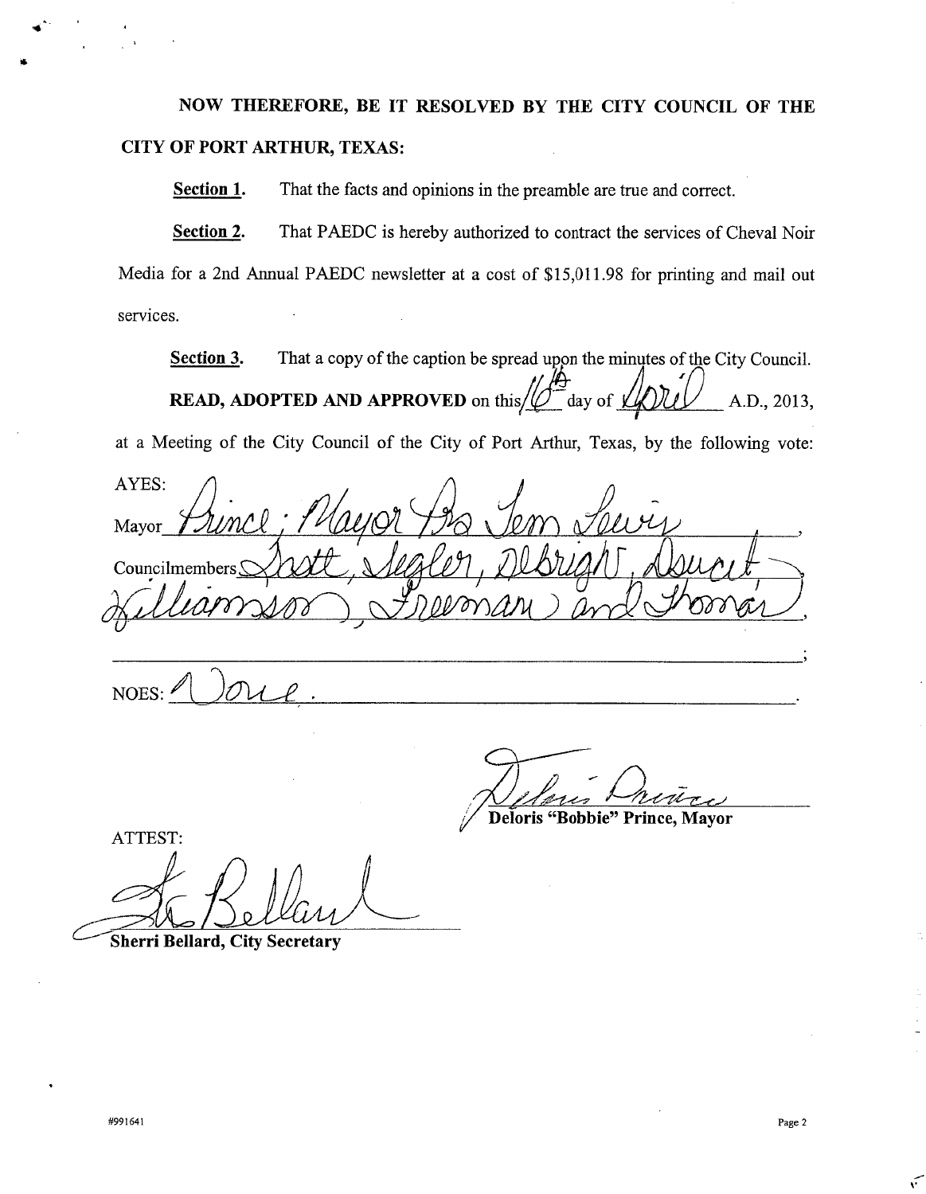**NOW THEREFORE, BE IT RESOLVED BY THE CITY COUNCIL OF THE CITY OF PORT ARTHUR, TEXAS:**

**Section 1.** That the facts and opinions in the preamble are true and correct.

**Section 2.** That PAEDC is hereby authorized to contract the services of Cheval Noir Media for a 2nd Annual PAEDC newsletter at a cost of $15,011.98 for printing and mail out services.

**Section 3.** That a copy of the caption be spread upon the minutes of the City Council.

**READ, ADOPTED AND APPROVED** on this 16th day of April A.D., 2013, at a Meeting of the City Council of the City of Port Arthur, Texas, by the following vote:

AYES:

Mayor Prince; Mayor Pro Tem Lewis,

Councilmembers Scott, Segler, Albright, Doucet, Williamson, Freeman and Thomas,

;

NOES: None.

Deloris "Bobbie" Prince, Mayor

ATTEST:

**Sherri Bellard, City Secretary**

#991641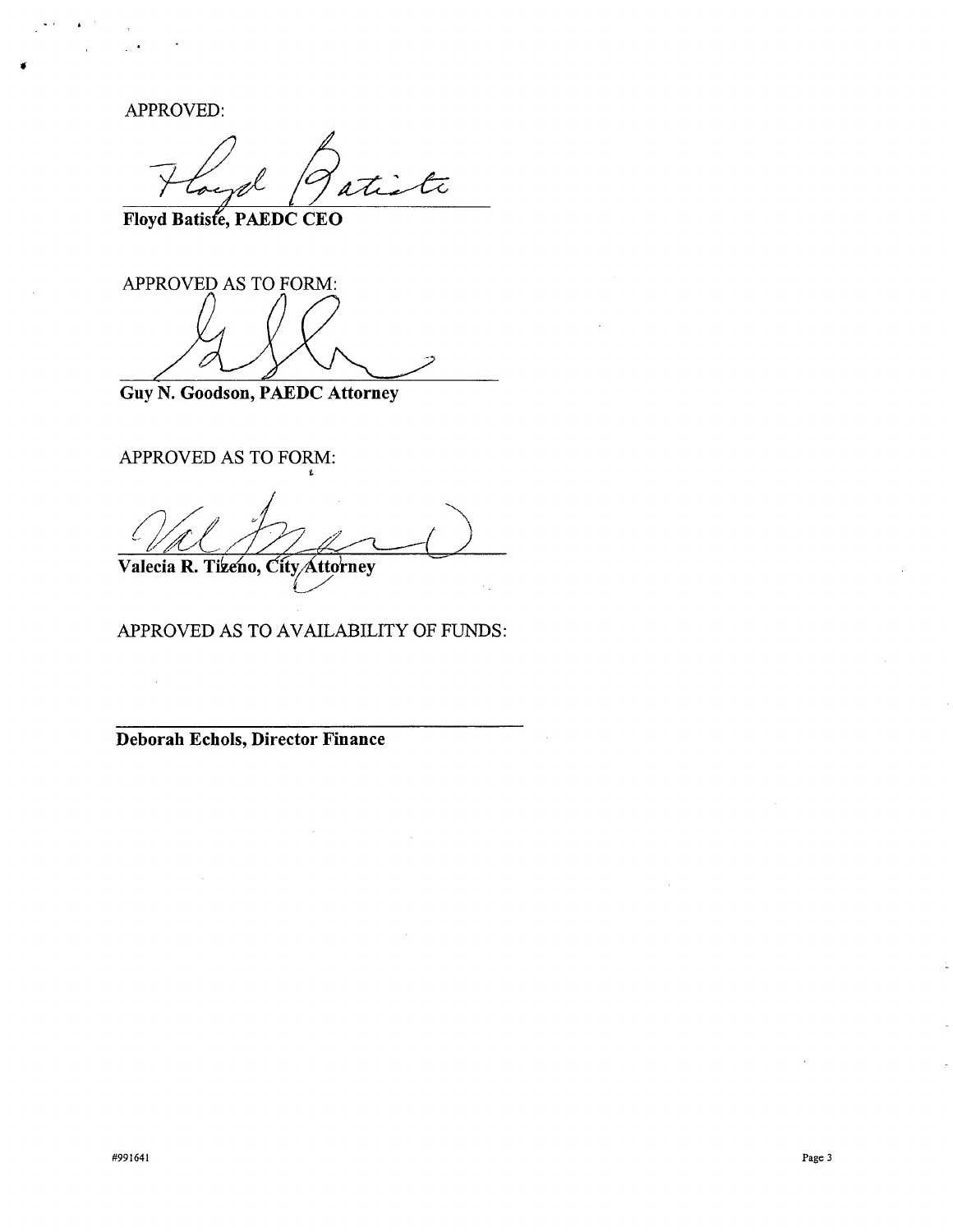APPROVED:

**Floyd Batiste, PAEDC CEO**

APPROVED AS TO FORM:

**Guy N. Goodson, PAEDC Attorney**

APPROVED AS TO FORM:

**Valecia R. Tizeno, City Attorney**

APPROVED AS TO AVAILABILITY OF FUNDS:

**Deborah Echols, Director Finance**

#991641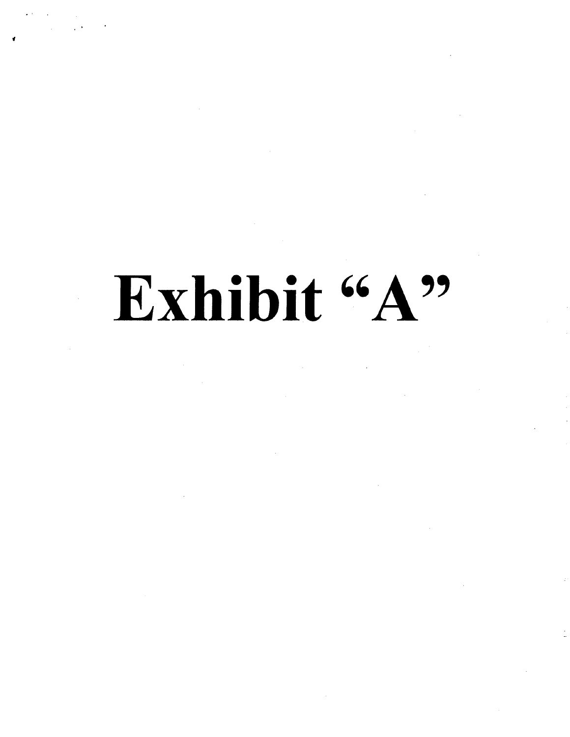# Exhibit "A"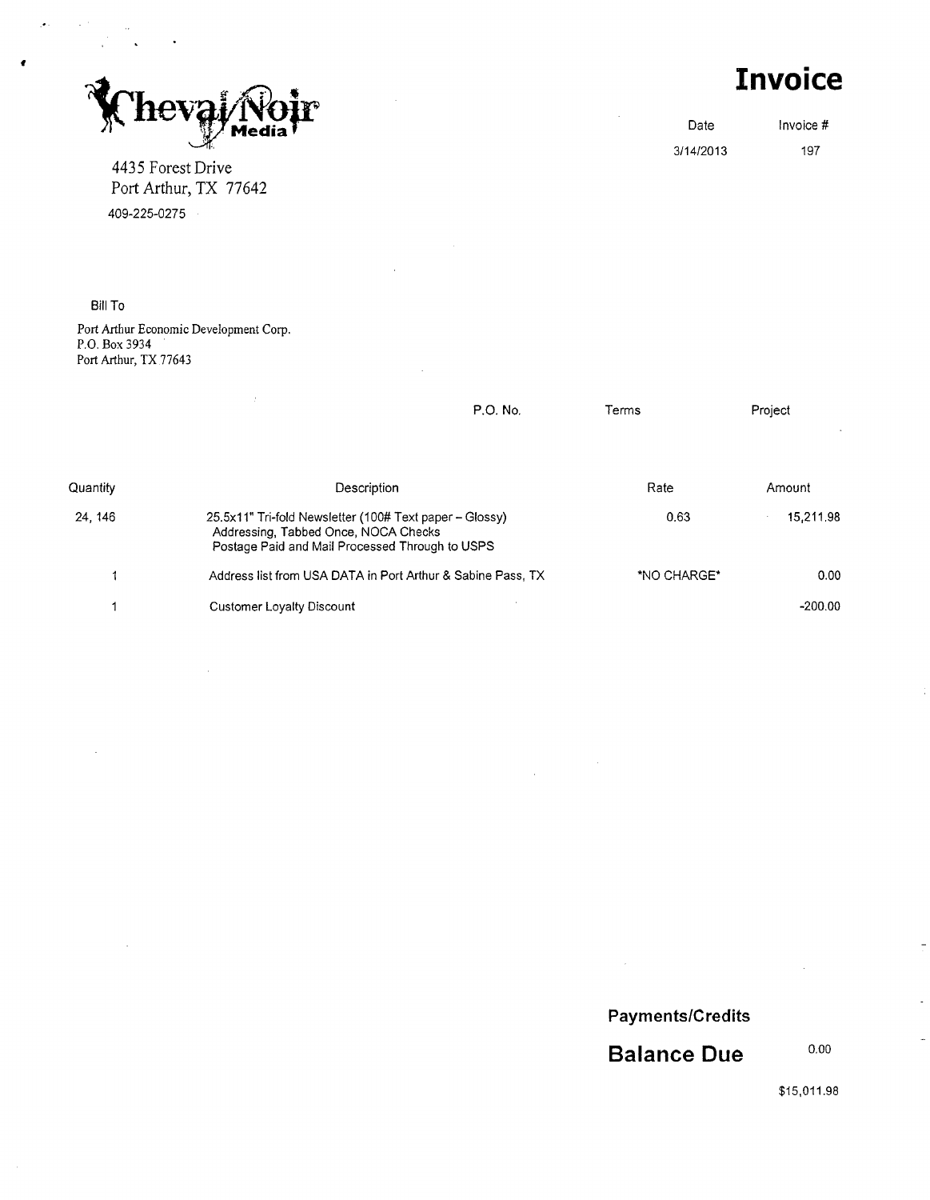Cheval Noir Media

4435 Forest Drive
Port Arthur, TX 77642
409-225-0275

# Invoice

| Date | Invoice # |
|---|---|
| 3/14/2013 | 197 |

Bill To

Port Arthur Economic Development Corp.
P.O. Box 3934
Port Arthur, TX 77643

| P.O. No. | Terms | Project |
|---|---|---|
| | | |

| Quantity | Description | Rate | Amount |
|---|---|---|---|
| 24, 146 | 25.5x11" Tri-fold Newsletter (100# Text paper – Glossy) Addressing, Tabbed Once, NOCA Checks Postage Paid and Mail Processed Through to USPS | 0.63 | 15,211.98 |
| 1 | Address list from USA DATA in Port Arthur & Sabine Pass, TX | *NO CHARGE* | 0.00 |
| 1 | Customer Loyalty Discount | | -200.00 |

**Payments/Credits**

**Balance Due** 0.00

$15,011.98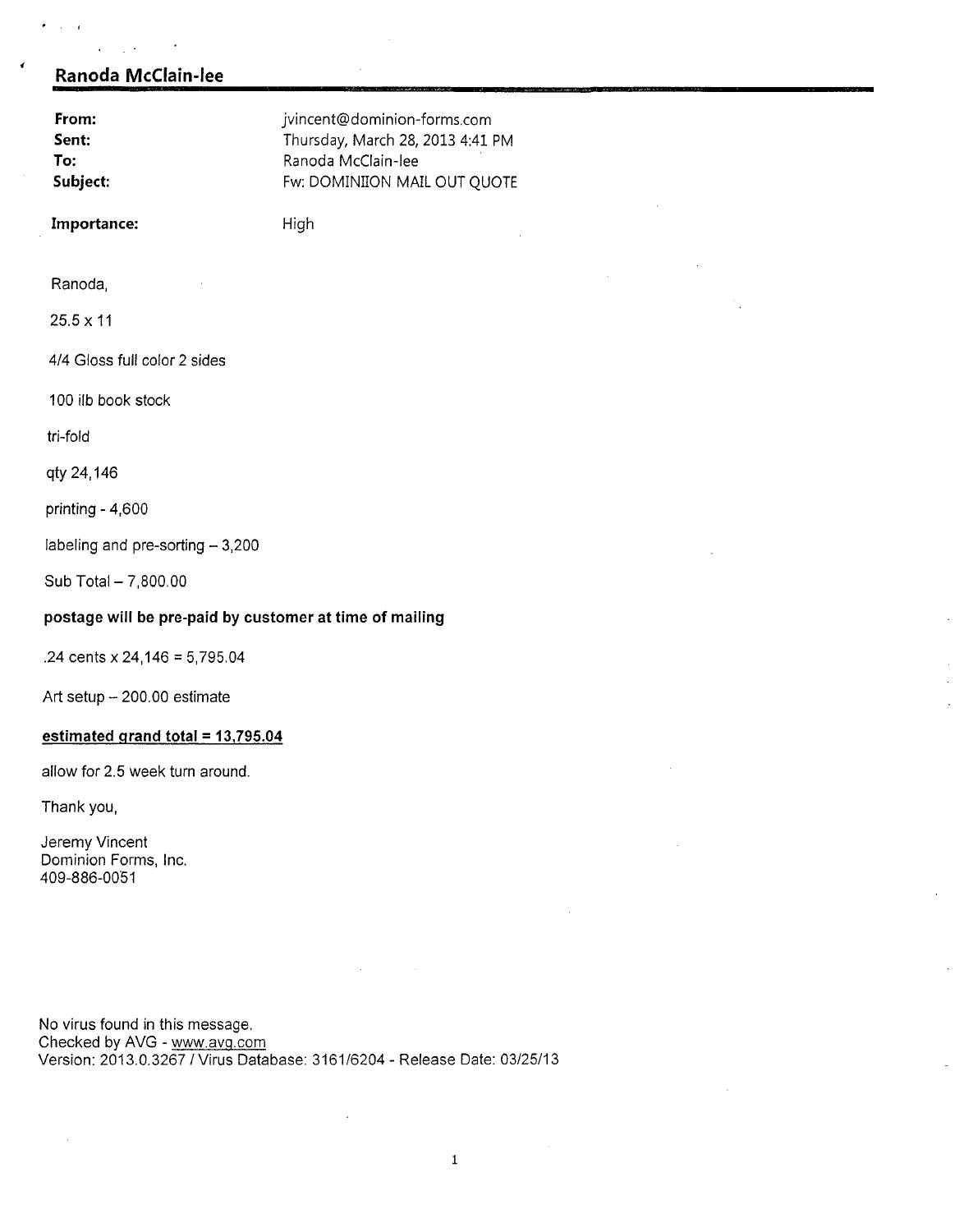## Ranoda McClain-lee

| | |
|---|---|
| **From:** | jvincent@dominion-forms.com |
| **Sent:** | Thursday, March 28, 2013 4:41 PM |
| **To:** | Ranoda McClain-lee |
| **Subject:** | Fw: DOMINIION MAIL OUT QUOTE |
| **Importance:** | High |

Ranoda,

25.5 x 11

4/4 Gloss full color 2 sides

100 ilb book stock

tri-fold

qty 24,146

printing - 4,600

labeling and pre-sorting – 3,200

Sub Total – 7,800.00

**postage will be pre-paid by customer at time of mailing**

.24 cents x 24,146 = 5,795.04

Art setup – 200.00 estimate

**estimated grand total = 13,795.04**

allow for 2.5 week turn around.

Thank you,

Jeremy Vincent
Dominion Forms, Inc.
409-886-0051

No virus found in this message.
Checked by AVG - www.avg.com
Version: 2013.0.3267 / Virus Database: 3161/6204 - Release Date: 03/25/13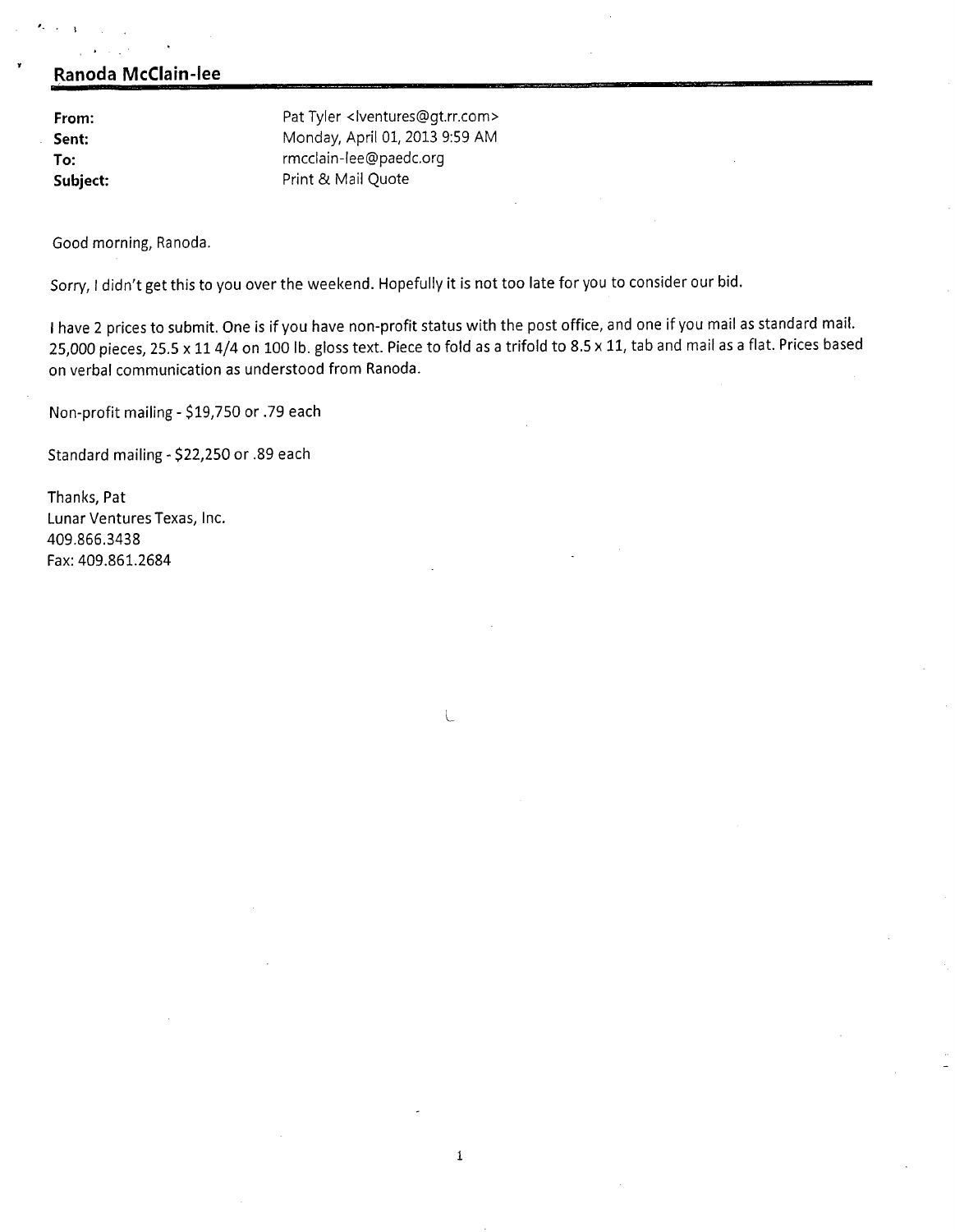**Ranoda McClain-lee**

| | |
|---|---|
| **From:** | Pat Tyler <lventures@gt.rr.com> |
| **Sent:** | Monday, April 01, 2013 9:59 AM |
| **To:** | rmcclain-lee@paedc.org |
| **Subject:** | Print & Mail Quote |

Good morning, Ranoda.

Sorry, I didn't get this to you over the weekend. Hopefully it is not too late for you to consider our bid.

I have 2 prices to submit. One is if you have non-profit status with the post office, and one if you mail as standard mail. 25,000 pieces, 25.5 x 11 4/4 on 100 lb. gloss text. Piece to fold as a trifold to 8.5 x 11, tab and mail as a flat. Prices based on verbal communication as understood from Ranoda.

Non-profit mailing - $19,750 or .79 each

Standard mailing - $22,250 or .89 each

Thanks, Pat
Lunar Ventures Texas, Inc.
409.866.3438
Fax: 409.861.2684